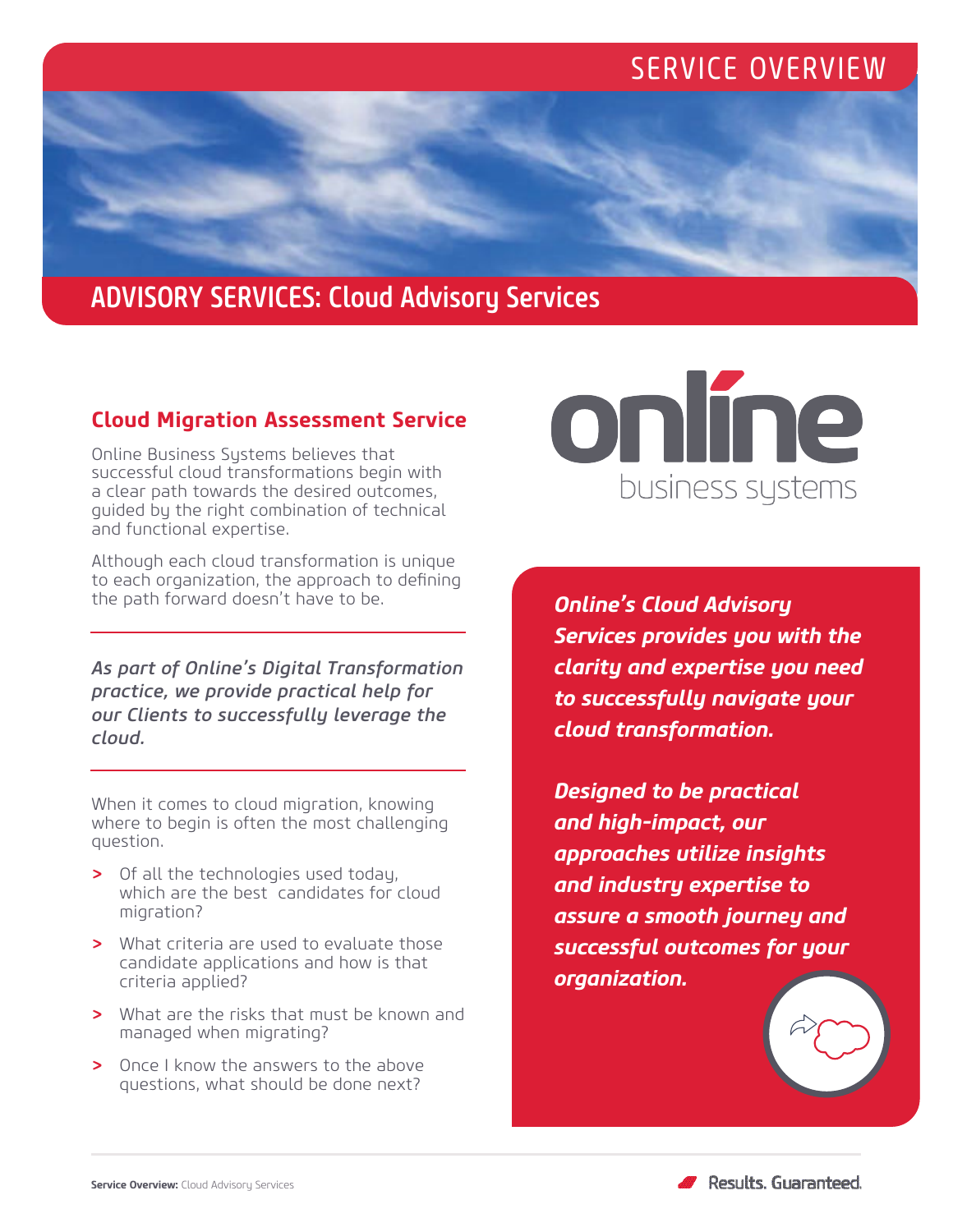SERVICE OVERVIEW

# ADVISORY SERVICES: Cloud Advisory Services

## Cloud Migration Assessment Service

Online Business Systems believes that successful cloud transformations begin with a clear path towards the desired outcomes, guided by the right combination of technical and functional expertise.

Although each cloud transformation is unique to each organization, the approach to defining the path forward doesn't have to be.

---

*As part of Online's Digital Transformation practice, we provide practical help for our Clients to successfully leverage the cloud.*

---

When it comes to cloud migration, knowing where to begin is often the most challenging question.

- Of all the technologies used today, which are the best candidates for cloud migration?
- What criteria are used to evaluate those candidate applications and how is that criteria applied?
- What are the risks that must be known and managed when migrating?
- Once I know the answers to the above questions, what should be done next?

online business systems

***Online's Cloud Advisory Services provides you with the clarity and expertise you need to successfully navigate your cloud transformation.***

***Designed to be practical and high-impact, our approaches utilize insights and industry expertise to assure a smooth journey and successful outcomes for your organization.***

**Service Overview:** Cloud Advisory Services

Results. Guaranteed.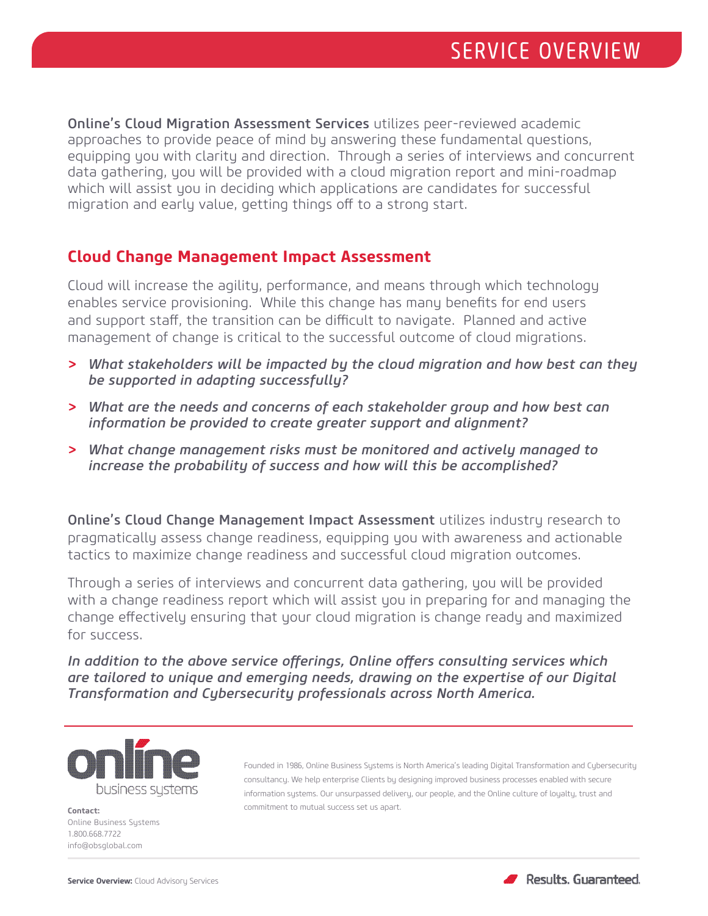**Online's Cloud Migration Assessment Services** utilizes peer-reviewed academic approaches to provide peace of mind by answering these fundamental questions, equipping you with clarity and direction. Through a series of interviews and concurrent data gathering, you will be provided with a cloud migration report and mini-roadmap which will assist you in deciding which applications are candidates for successful migration and early value, getting things off to a strong start.

## Cloud Change Management Impact Assessment

Cloud will increase the agility, performance, and means through which technology enables service provisioning. While this change has many benefits for end users and support staff, the transition can be difficult to navigate. Planned and active management of change is critical to the successful outcome of cloud migrations.

> ***What stakeholders will be impacted by the cloud migration and how best can they be supported in adapting successfully?***

> ***What are the needs and concerns of each stakeholder group and how best can information be provided to create greater support and alignment?***

> ***What change management risks must be monitored and actively managed to increase the probability of success and how will this be accomplished?***

**Online's Cloud Change Management Impact Assessment** utilizes industry research to pragmatically assess change readiness, equipping you with awareness and actionable tactics to maximize change readiness and successful cloud migration outcomes.

Through a series of interviews and concurrent data gathering, you will be provided with a change readiness report which will assist you in preparing for and managing the change effectively ensuring that your cloud migration is change ready and maximized for success.

***In addition to the above service offerings, Online offers consulting services which are tailored to unique and emerging needs, drawing on the expertise of our Digital Transformation and Cybersecurity professionals across North America.***

---

online business systems

Founded in 1986, Online Business Systems is North America's leading Digital Transformation and Cybersecurity consultancy. We help enterprise Clients by designing improved business processes enabled with secure information systems. Our unsurpassed delivery, our people, and the Online culture of loyalty, trust and commitment to mutual success set us apart.

**Contact:**
Online Business Systems
1.800.668.7722
info@obsglobal.com

Results. Guaranteed.